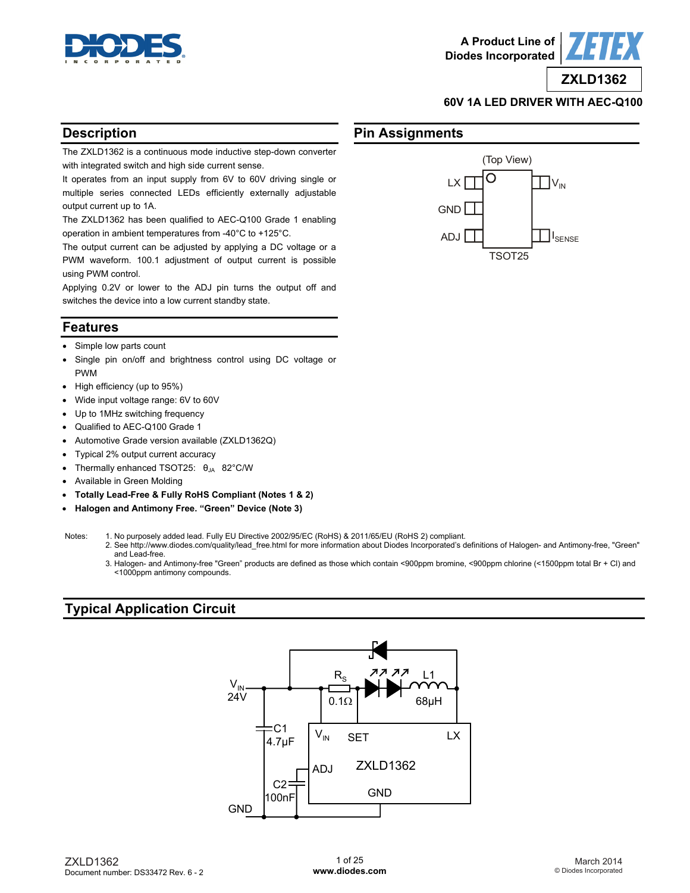A Product Line of Diodes Incorporated

# ZXLD1362

## 60V 1A LED DRIVER WITH AEC-Q100

## Description

The ZXLD1362 is a continuous mode inductive step-down converter with integrated switch and high side current sense.

It operates from an input supply from 6V to 60V driving single or multiple series connected LEDs efficiently externally adjustable output current up to 1A.

The ZXLD1362 has been qualified to AEC-Q100 Grade 1 enabling operation in ambient temperatures from -40°C to +125°C.

The output current can be adjusted by applying a DC voltage or a PWM waveform. 100.1 adjustment of output current is possible using PWM control.

Applying 0.2V or lower to the ADJ pin turns the output off and switches the device into a low current standby state.

## Pin Assignments

(Top View)

LX, GND, ADJ, $V_{IN}$, $I_{SENSE}$

TSOT25

## Features

- Simple low parts count
- Single pin on/off and brightness control using DC voltage or PWM
- High efficiency (up to 95%)
- Wide input voltage range: 6V to 60V
- Up to 1MHz switching frequency
- Qualified to AEC-Q100 Grade 1
- Automotive Grade version available (ZXLD1362Q)
- Typical 2% output current accuracy
- Thermally enhanced TSOT25: $\theta_{JA}$ 82°C/W
- Available in Green Molding
- **Totally Lead-Free & Fully RoHS Compliant (Notes 1 & 2)**
- **Halogen and Antimony Free. "Green" Device (Note 3)**

Notes:
1. No purposely added lead. Fully EU Directive 2002/95/EC (RoHS) & 2011/65/EU (RoHS 2) compliant.
2. See http://www.diodes.com/quality/lead_free.html for more information about Diodes Incorporated's definitions of Halogen- and Antimony-free, "Green" and Lead-free.
3. Halogen- and Antimony-free "Green" products are defined as those which contain <900ppm bromine, <900ppm chlorine (<1500ppm total Br + Cl) and <1000ppm antimony compounds.

## Typical Application Circuit

$V_{IN}$ 24V, $R_S$ 0.1Ω, L1 68µH, C1 4.7µF, C2 100nF, GND, ZXLD1362 ($V_{IN}$, SET, LX, ADJ, GND)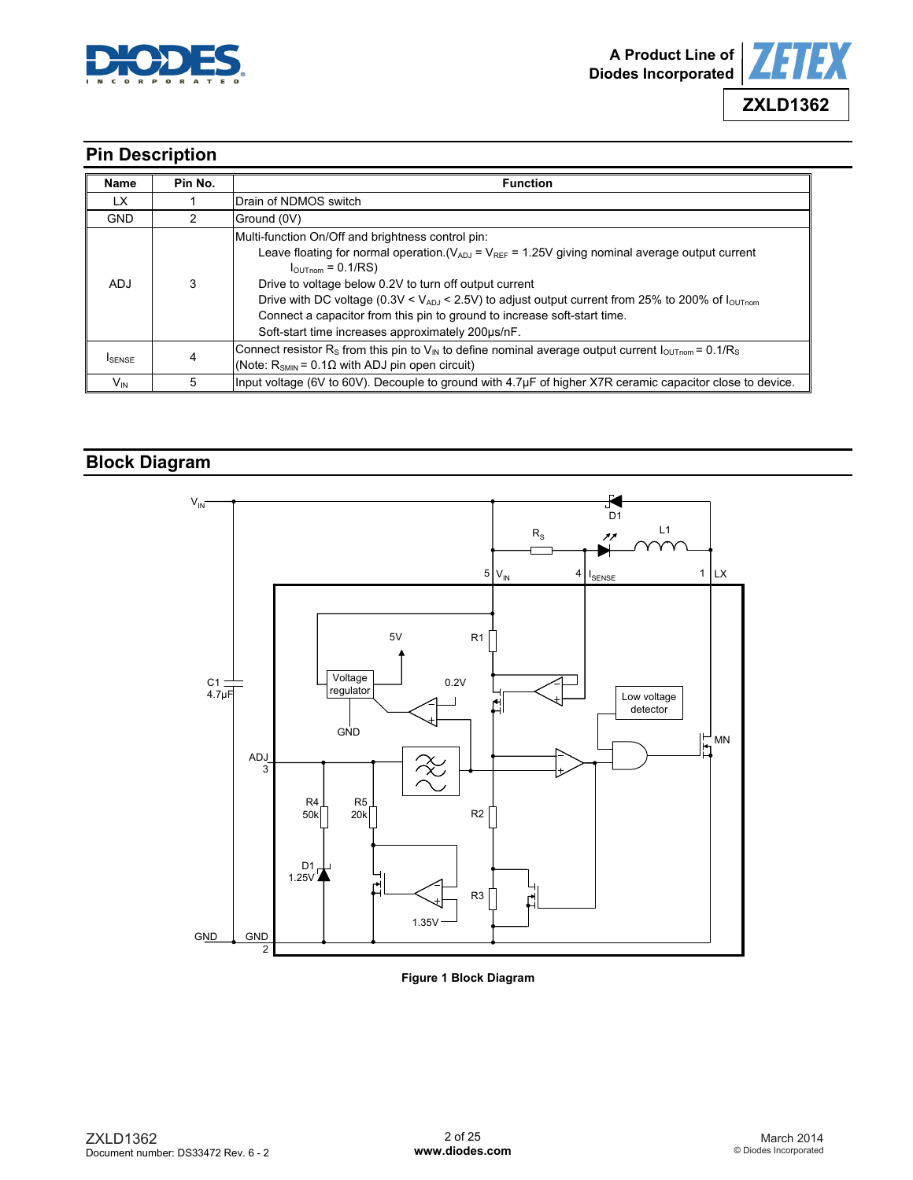## Pin Description

| Name | Pin No. | Function |
|---|---|---|
| LX | 1 | Drain of NDMOS switch |
| GND | 2 | Ground (0V) |
| ADJ | 3 | Multi-function On/Off and brightness control pin:<br>Leave floating for normal operation.($V_{ADJ}$ = $V_{REF}$ = 1.25V giving nominal average output current $I_{OUTnom}$ = 0.1/RS)<br>Drive to voltage below 0.2V to turn off output current<br>Drive with DC voltage (0.3V < $V_{ADJ}$ < 2.5V) to adjust output current from 25% to 200% of $I_{OUTnom}$<br>Connect a capacitor from this pin to ground to increase soft-start time.<br>Soft-start time increases approximately 200µs/nF. |
| $I_{SENSE}$ | 4 | Connect resistor $R_S$ from this pin to $V_{IN}$ to define nominal average output current $I_{OUTnom}$ = 0.1/$R_S$<br>(Note: $R_{SMIN}$ = 0.1Ω with ADJ pin open circuit) |
| $V_{IN}$ | 5 | Input voltage (6V to 60V). Decouple to ground with 4.7µF of higher X7R ceramic capacitor close to device. |

## Block Diagram

Figure 1 Block Diagram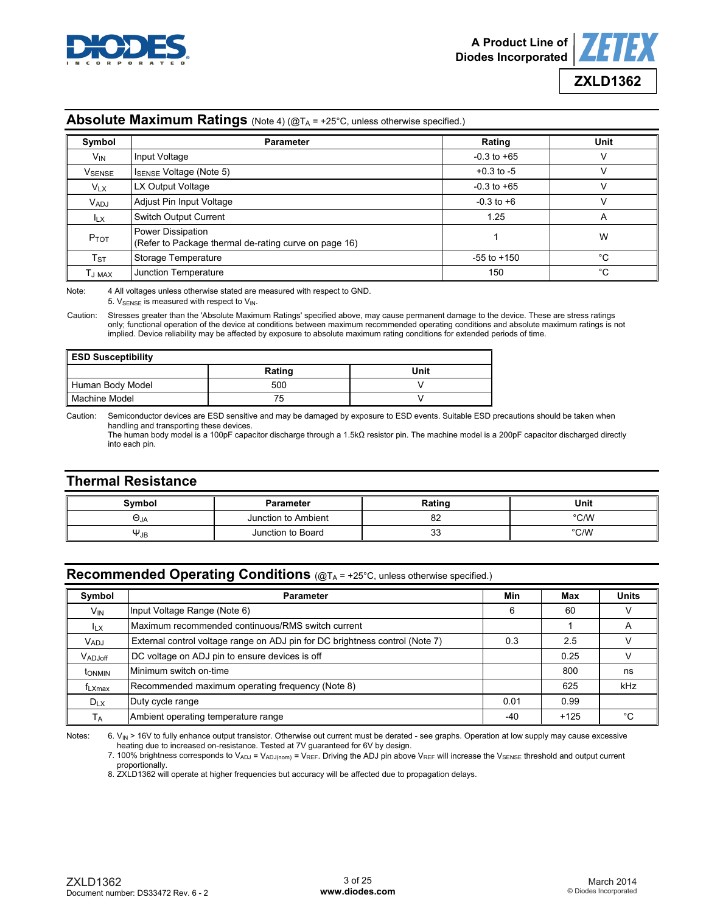## Absolute Maximum Ratings (Note 4) (@$T_A$ = +25°C, unless otherwise specified.)

| Symbol | Parameter | Rating | Unit |
|---|---|---|---|
| $V_{IN}$ | Input Voltage | -0.3 to +65 | V |
| $V_{SENSE}$ | $I_{SENSE}$ Voltage (Note 5) | +0.3 to -5 | V |
| $V_{LX}$ | LX Output Voltage | -0.3 to +65 | V |
| $V_{ADJ}$ | Adjust Pin Input Voltage | -0.3 to +6 | V |
| $I_{LX}$ | Switch Output Current | 1.25 | A |
| $P_{TOT}$ | Power Dissipation (Refer to Package thermal de-rating curve on page 16) | 1 | W |
| $T_{ST}$ | Storage Temperature | -55 to +150 | °C |
| $T_{J\ MAX}$ | Junction Temperature | 150 | °C |

Note: 4 All voltages unless otherwise stated are measured with respect to GND.
5. $V_{SENSE}$ is measured with respect to $V_{IN}$.

Caution: Stresses greater than the 'Absolute Maximum Ratings' specified above, may cause permanent damage to the device. These are stress ratings only; functional operation of the device at conditions between maximum recommended operating conditions and absolute maximum ratings is not implied. Device reliability may be affected by exposure to absolute maximum rating conditions for extended periods of time.

| ESD Susceptibility | Rating | Unit |
|---|---|---|
| Human Body Model | 500 | V |
| Machine Model | 75 | V |

Caution: Semiconductor devices are ESD sensitive and may be damaged by exposure to ESD events. Suitable ESD precautions should be taken when handling and transporting these devices.
The human body model is a 100pF capacitor discharge through a 1.5kΩ resistor pin. The machine model is a 200pF capacitor discharged directly into each pin.

## Thermal Resistance

| Symbol | Parameter | Rating | Unit |
|---|---|---|---|
| $\Theta_{JA}$ | Junction to Ambient | 82 | °C/W |
| $\Psi_{JB}$ | Junction to Board | 33 | °C/W |

## Recommended Operating Conditions (@$T_A$ = +25°C, unless otherwise specified.)

| Symbol | Parameter | Min | Max | Units |
|---|---|---|---|---|
| $V_{IN}$ | Input Voltage Range (Note 6) | 6 | 60 | V |
| $I_{LX}$ | Maximum recommended continuous/RMS switch current | | 1 | A |
| $V_{ADJ}$ | External control voltage range on ADJ pin for DC brightness control (Note 7) | 0.3 | 2.5 | V |
| $V_{ADJoff}$ | DC voltage on ADJ pin to ensure devices is off | | 0.25 | V |
| $t_{ONMIN}$ | Minimum switch on-time | | 800 | ns |
| $f_{LXmax}$ | Recommended maximum operating frequency (Note 8) | | 625 | kHz |
| $D_{LX}$ | Duty cycle range | 0.01 | 0.99 | |
| $T_A$ | Ambient operating temperature range | -40 | +125 | °C |

Notes: 6. $V_{IN}$ > 16V to fully enhance output transistor. Otherwise out current must be derated - see graphs. Operation at low supply may cause excessive heating due to increased on-resistance. Tested at 7V guaranteed for 6V by design.
7. 100% brightness corresponds to $V_{ADJ} = V_{ADJ(nom)} = V_{REF}$. Driving the ADJ pin above $V_{REF}$ will increase the $V_{SENSE}$ threshold and output current proportionally.
8. ZXLD1362 will operate at higher frequencies but accuracy will be affected due to propagation delays.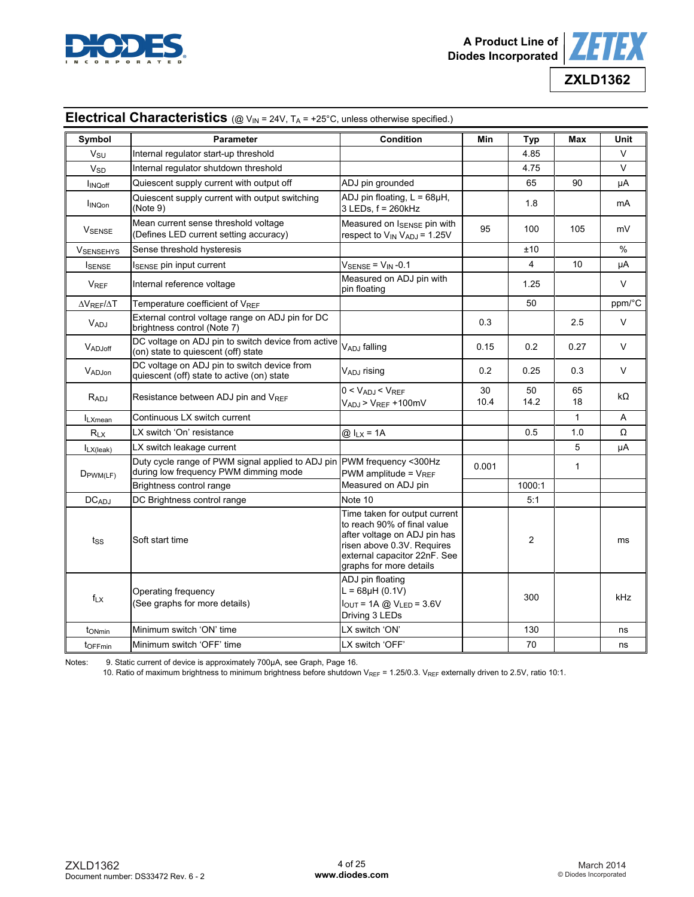## Electrical Characteristics (@ $V_{IN}$ = 24V, $T_A$ = +25°C, unless otherwise specified.)

| Symbol | Parameter | Condition | Min | Typ | Max | Unit |
|---|---|---|---|---|---|---|
| $V_{SU}$ | Internal regulator start-up threshold | | | 4.85 | | V |
| $V_{SD}$ | Internal regulator shutdown threshold | | | 4.75 | | V |
| $I_{INQoff}$ | Quiescent supply current with output off | ADJ pin grounded | | 65 | 90 | µA |
| $I_{INQon}$ | Quiescent supply current with output switching (Note 9) | ADJ pin floating, L = 68µH, 3 LEDs, f = 260kHz | | 1.8 | | mA |
| $V_{SENSE}$ | Mean current sense threshold voltage (Defines LED current setting accuracy) | Measured on $I_{SENSE}$ pin with respect to $V_{IN}$ $V_{ADJ}$ = 1.25V | 95 | 100 | 105 | mV |
| $V_{SENSEHYS}$ | Sense threshold hysteresis | | | ±10 | | % |
| $I_{SENSE}$ | $I_{SENSE}$ pin input current | $V_{SENSE}$ = $V_{IN}$ -0.1 | | 4 | 10 | µA |
| $V_{REF}$ | Internal reference voltage | Measured on ADJ pin with pin floating | | 1.25 | | V |
| $\Delta V_{REF}/\Delta T$ | Temperature coefficient of $V_{REF}$ | | | 50 | | ppm/°C |
| $V_{ADJ}$ | External control voltage range on ADJ pin for DC brightness control (Note 7) | | 0.3 | | 2.5 | V |
| $V_{ADJoff}$ | DC voltage on ADJ pin to switch device from active (on) state to quiescent (off) state | $V_{ADJ}$ falling | 0.15 | 0.2 | 0.27 | V |
| $V_{ADJon}$ | DC voltage on ADJ pin to switch device from quiescent (off) state to active (on) state | $V_{ADJ}$ rising | 0.2 | 0.25 | 0.3 | V |
| $R_{ADJ}$ | Resistance between ADJ pin and $V_{REF}$ | 0 < $V_{ADJ}$ < $V_{REF}$<br>$V_{ADJ}$ > $V_{REF}$ +100mV | 30<br>10.4 | 50<br>14.2 | 65<br>18 | kΩ |
| $I_{LXmean}$ | Continuous LX switch current | | | | 1 | A |
| $R_{LX}$ | LX switch 'On' resistance | @ $I_{LX}$ = 1A | | 0.5 | 1.0 | Ω |
| $I_{LX(leak)}$ | LX switch leakage current | | | | 5 | µA |
| $D_{PWM(LF)}$ | Duty cycle range of PWM signal applied to ADJ pin during low frequency PWM dimming mode | PWM frequency <300Hz<br>PWM amplitude = $V_{REF}$<br>Measured on ADJ pin | 0.001 | | 1 | |
| | Brightness control range | | | 1000:1 | | |
| $DC_{ADJ}$ | DC Brightness control range | Note 10 | | 5:1 | | |
| $t_{SS}$ | Soft start time | Time taken for output current to reach 90% of final value after voltage on ADJ pin has risen above 0.3V. Requires external capacitor 22nF. See graphs for more details | | 2 | | ms |
| $f_{LX}$ | Operating frequency (See graphs for more details) | ADJ pin floating<br>L = 68µH (0.1V)<br>$I_{OUT}$ = 1A @ $V_{LED}$ = 3.6V<br>Driving 3 LEDs | | 300 | | kHz |
| $t_{ONmin}$ | Minimum switch 'ON' time | LX switch 'ON' | | 130 | | ns |
| $t_{OFFmin}$ | Minimum switch 'OFF' time | LX switch 'OFF' | | 70 | | ns |

Notes: 9. Static current of device is approximately 700µA, see Graph, Page 16.

10. Ratio of maximum brightness to minimum brightness before shutdown $V_{REF}$ = 1.25/0.3. $V_{REF}$ externally driven to 2.5V, ratio 10:1.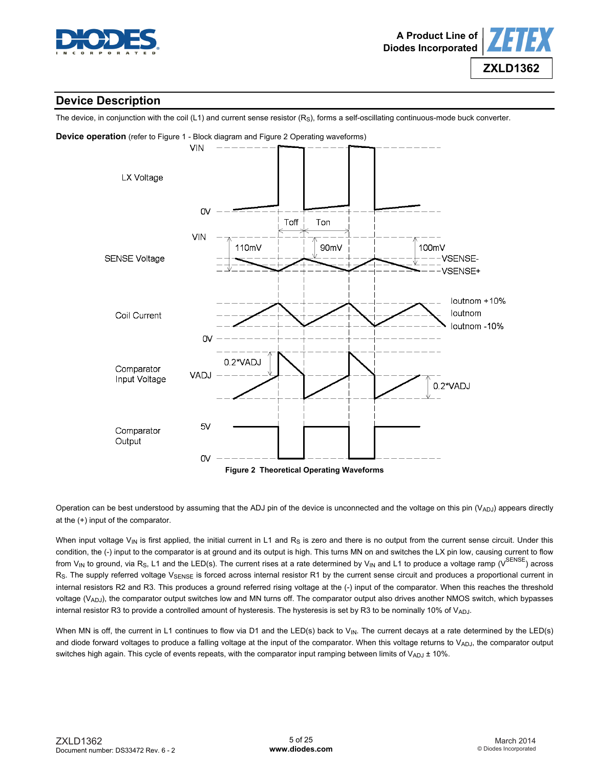## Device Description

The device, in conjunction with the coil (L1) and current sense resistor ($R_S$), forms a self-oscillating continuous-mode buck converter.

**Device operation** (refer to Figure 1 - Block diagram and Figure 2 Operating waveforms)

**Figure 2 Theoretical Operating Waveforms**

Operation can be best understood by assuming that the ADJ pin of the device is unconnected and the voltage on this pin ($V_{ADJ}$) appears directly at the (+) input of the comparator.

When input voltage $V_{IN}$ is first applied, the initial current in L1 and $R_S$ is zero and there is no output from the current sense circuit. Under this condition, the (-) input to the comparator is at ground and its output is high. This turns MN on and switches the LX pin low, causing current to flow from $V_{IN}$ to ground, via $R_S$, L1 and the LED(s). The current rises at a rate determined by $V_{IN}$ and L1 to produce a voltage ramp ($V^{SENSE}$) across $R_S$. The supply referred voltage $V_{SENSE}$ is forced across internal resistor R1 by the current sense circuit and produces a proportional current in internal resistors R2 and R3. This produces a ground referred rising voltage at the (-) input of the comparator. When this reaches the threshold voltage ($V_{ADJ}$), the comparator output switches low and MN turns off. The comparator output also drives another NMOS switch, which bypasses internal resistor R3 to provide a controlled amount of hysteresis. The hysteresis is set by R3 to be nominally 10% of $V_{ADJ}$.

When MN is off, the current in L1 continues to flow via D1 and the LED(s) back to $V_{IN}$. The current decays at a rate determined by the LED(s) and diode forward voltages to produce a falling voltage at the input of the comparator. When this voltage returns to $V_{ADJ}$, the comparator output switches high again. This cycle of events repeats, with the comparator input ramping between limits of $V_{ADJ} \pm 10\%$.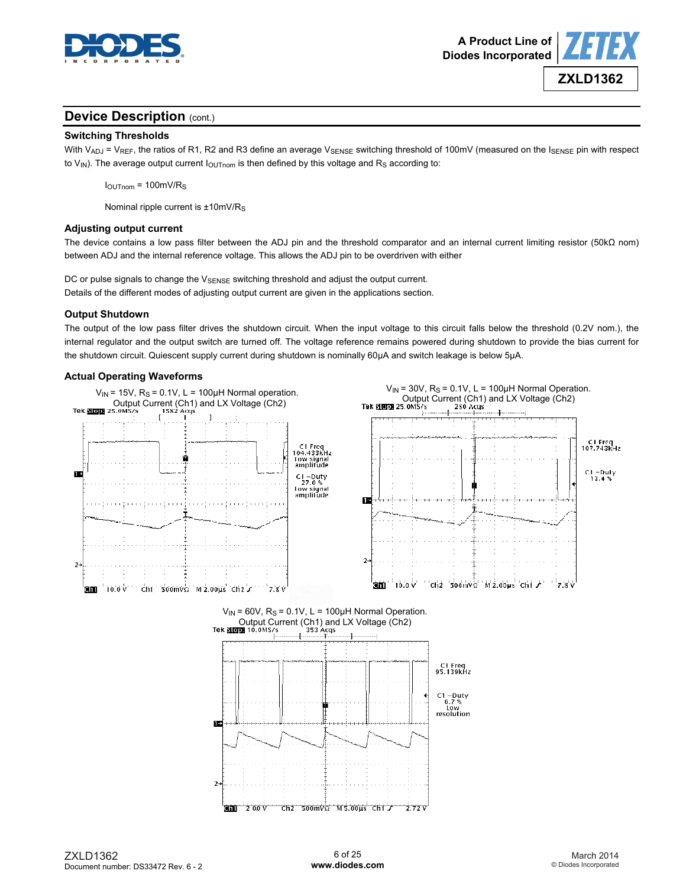## Device Description (cont.)

### Switching Thresholds

With $V_{ADJ} = V_{REF}$, the ratios of R1, R2 and R3 define an average $V_{SENSE}$ switching threshold of 100mV (measured on the $I_{SENSE}$ pin with respect to $V_{IN}$). The average output current $I_{OUTnom}$ is then defined by this voltage and $R_S$ according to:

$I_{OUTnom} = 100mV/R_S$

Nominal ripple current is $\pm 10mV/R_S$

### Adjusting output current

The device contains a low pass filter between the ADJ pin and the threshold comparator and an internal current limiting resistor (50kΩ nom) between ADJ and the internal reference voltage. This allows the ADJ pin to be overdriven with either

DC or pulse signals to change the $V_{SENSE}$ switching threshold and adjust the output current.
Details of the different modes of adjusting output current are given in the applications section.

### Output Shutdown

The output of the low pass filter drives the shutdown circuit. When the input voltage to this circuit falls below the threshold (0.2V nom.), the internal regulator and the output switch are turned off. The voltage reference remains powered during shutdown to provide the bias current for the shutdown circuit. Quiescent supply current during shutdown is nominally 60µA and switch leakage is below 5µA.

### Actual Operating Waveforms

$V_{IN}$ = 15V, $R_S$ = 0.1V, L = 100µH Normal operation.
Output Current (Ch1) and LX Voltage (Ch2)

$V_{IN}$ = 30V, $R_S$ = 0.1V, L = 100µH Normal Operation.
Output Current (Ch1) and LX Voltage (Ch2)

$V_{IN}$ = 60V, $R_S$ = 0.1V, L = 100µH Normal Operation.
Output Current (Ch1) and LX Voltage (Ch2)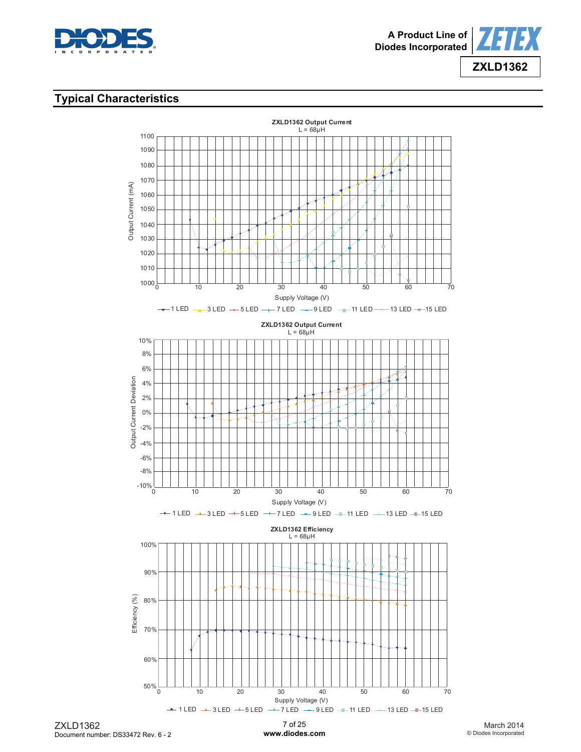## Typical Characteristics

**ZXLD1362 Output Current**
L = 68µH

Output Current (mA) vs. Supply Voltage (V)

1 LED, 3 LED, 5 LED, 7 LED, 9 LED, 11 LED, 13 LED, 15 LED

**ZXLD1362 Output Current**
L = 68µH

Output Current Deviation vs. Supply Voltage (V)

1 LED, 3 LED, 5 LED, 7 LED, 9 LED, 11 LED, 13 LED, 15 LED

**ZXLD1362 Efficiency**
L = 68µH

Efficiency (%) vs. Supply Voltage (V)

1 LED, 3 LED, 5 LED, 7 LED, 9 LED, 11 LED, 13 LED, 15 LED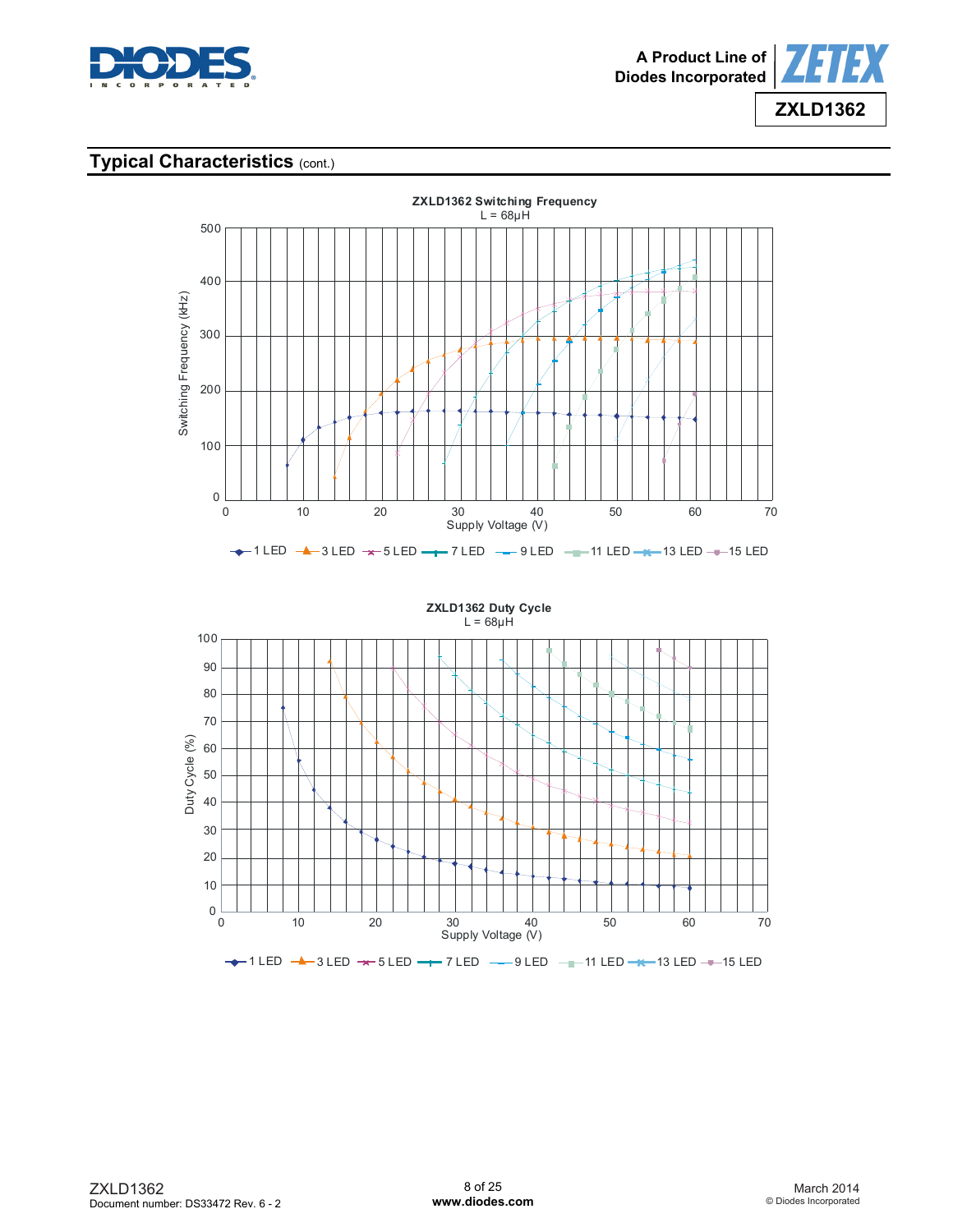## Typical Characteristics (cont.)

**ZXLD1362 Switching Frequency**
L = 68μH

Switching Frequency (kHz) vs Supply Voltage (V)

1 LED, 3 LED, 5 LED, 7 LED, 9 LED, 11 LED, 13 LED, 15 LED

**ZXLD1362 Duty Cycle**
L = 68μH

Duty Cycle (%) vs Supply Voltage (V)

1 LED, 3 LED, 5 LED, 7 LED, 9 LED, 11 LED, 13 LED, 15 LED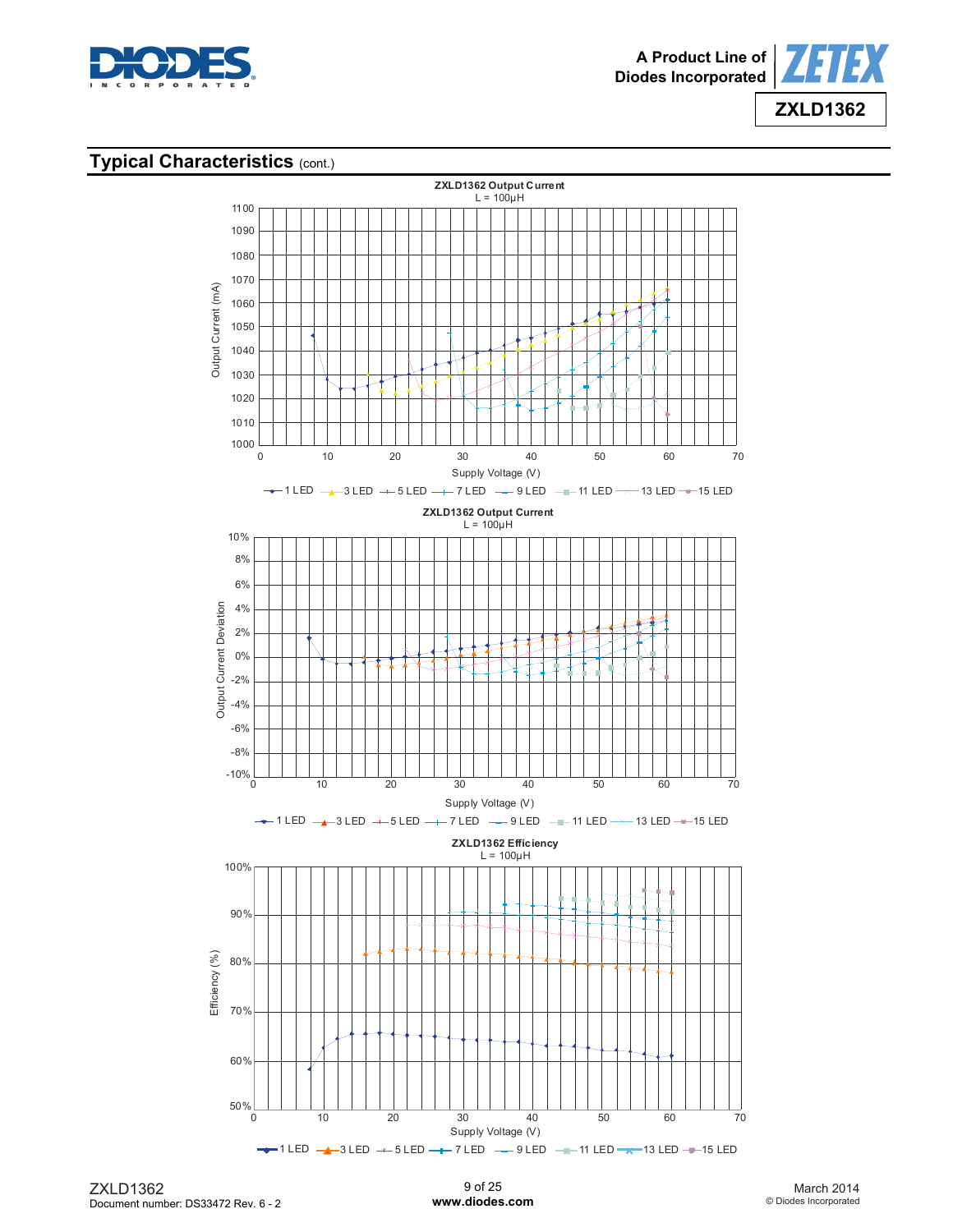## Typical Characteristics (cont.)

**ZXLD1362 Output Current**
L = 100µH

Output Current (mA) vs Supply Voltage (V)

1 LED, 3 LED, 5 LED, 7 LED, 9 LED, 11 LED, 13 LED, 15 LED

**ZXLD1362 Output Current**
L = 100µH

Output Current Deviation vs Supply Voltage (V)

1 LED, 3 LED, 5 LED, 7 LED, 9 LED, 11 LED, 13 LED, 15 LED

**ZXLD1362 Efficiency**
L = 100µH

Efficiency (%) vs Supply Voltage (V)

1 LED, 3 LED, 5 LED, 7 LED, 9 LED, 11 LED, 13 LED, 15 LED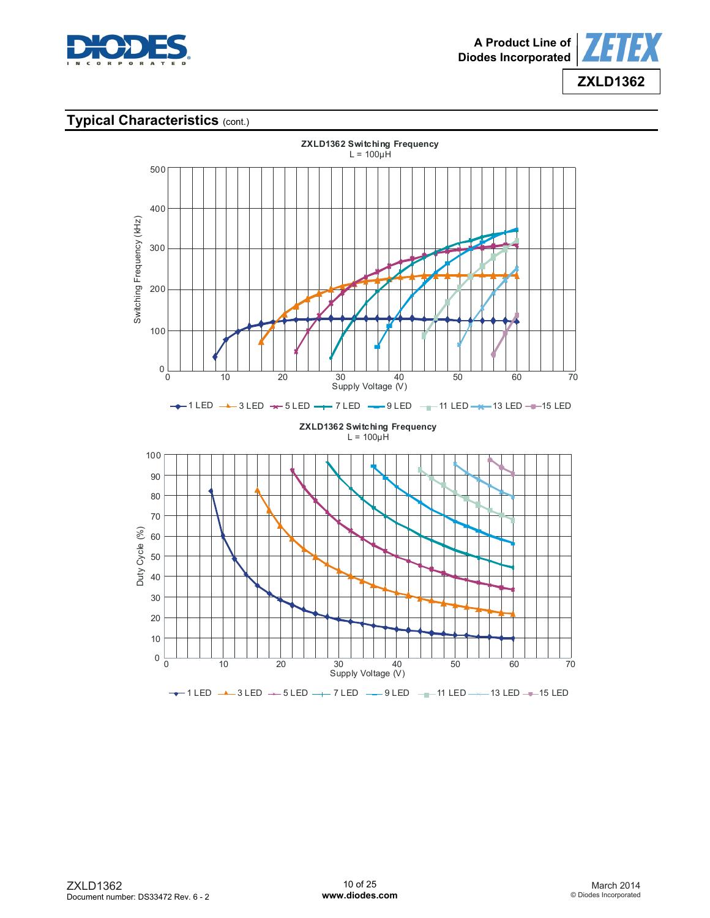## Typical Characteristics (cont.)

**ZXLD1362 Switching Frequency**
L = 100μH

Switching Frequency (kHz) vs Supply Voltage (V)

1 LED, 3 LED, 5 LED, 7 LED, 9 LED, 11 LED, 13 LED, 15 LED

**ZXLD1362 Switching Frequency**
L = 100μH

Duty Cycle (%) vs Supply Voltage (V)

1 LED, 3 LED, 5 LED, 7 LED, 9 LED, 11 LED, 13 LED, 15 LED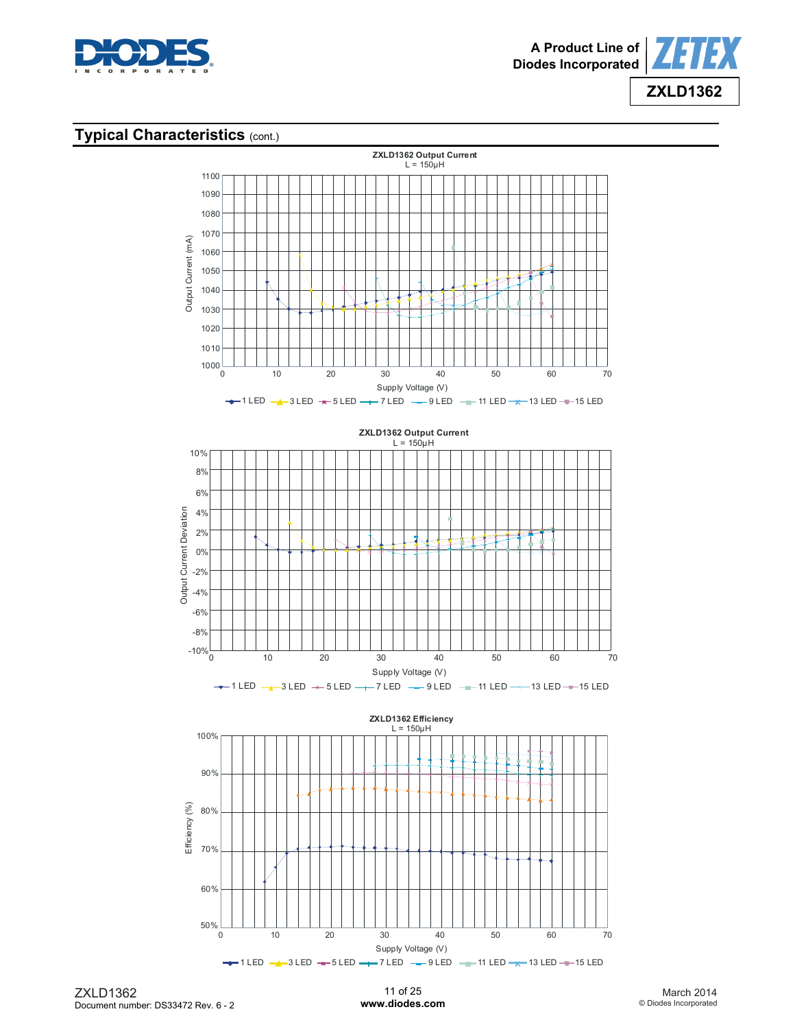## Typical Characteristics (cont.)

**ZXLD1362 Output Current**
L = 150µH

Output Current (mA) vs Supply Voltage (V)

1 LED, 3 LED, 5 LED, 7 LED, 9 LED, 11 LED, 13 LED, 15 LED

**ZXLD1362 Output Current**
L = 150µH

Output Current Deviation vs Supply Voltage (V)

1 LED, 3 LED, 5 LED, 7 LED, 9 LED, 11 LED, 13 LED, 15 LED

**ZXLD1362 Efficiency**
L = 150µH

Efficiency (%) vs Supply Voltage (V)

1 LED, 3 LED, 5 LED, 7 LED, 9 LED, 11 LED, 13 LED, 15 LED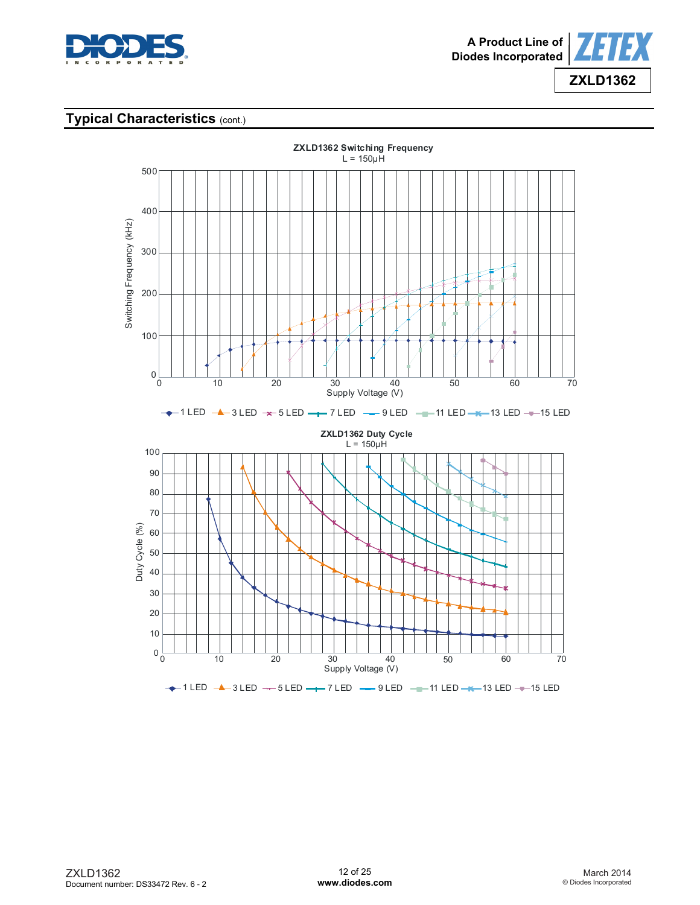## Typical Characteristics (cont.)

**ZXLD1362 Switching Frequency**
L = 150µH

Switching Frequency (kHz) vs Supply Voltage (V)

1 LED, 3 LED, 5 LED, 7 LED, 9 LED, 11 LED, 13 LED, 15 LED

**ZXLD1362 Duty Cycle**
L = 150µH

Duty Cycle (%) vs Supply Voltage (V)

1 LED, 3 LED, 5 LED, 7 LED, 9 LED, 11 LED, 13 LED, 15 LED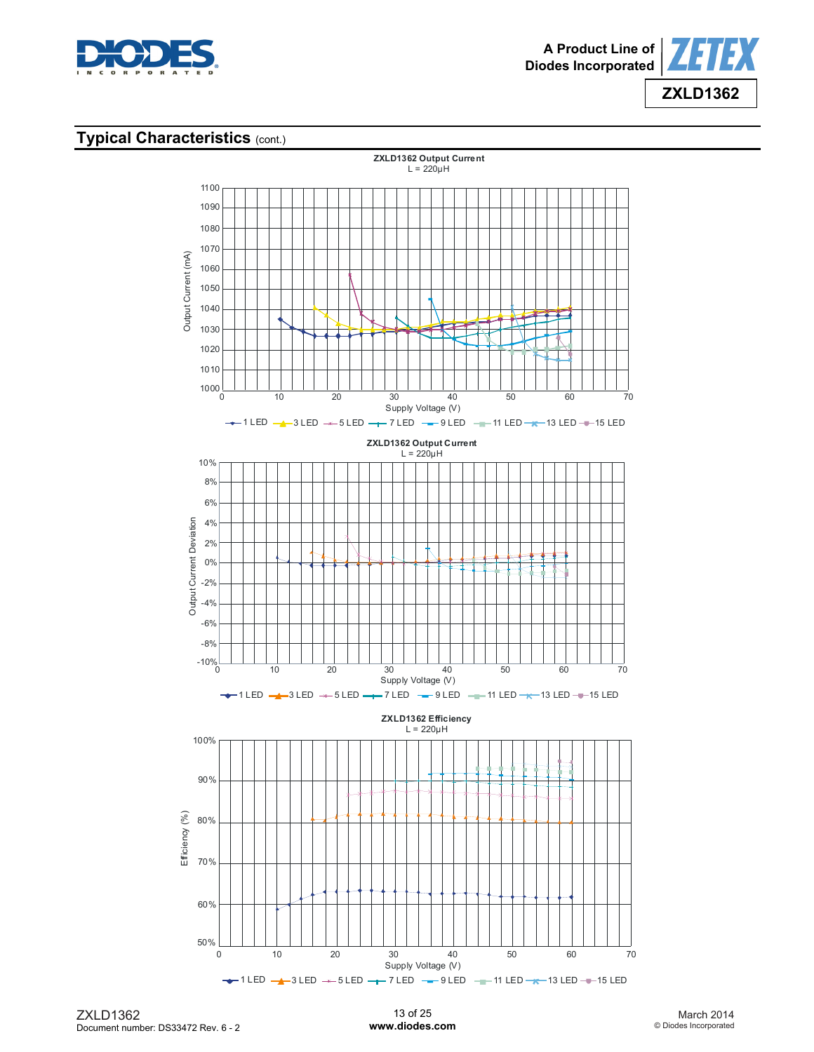## Typical Characteristics (cont.)

**ZXLD1362 Output Current**
L = 220µH

Output Current (mA) vs Supply Voltage (V)

1 LED, 3 LED, 5 LED, 7 LED, 9 LED, 11 LED, 13 LED, 15 LED

**ZXLD1362 Output Current**
L = 220µH

Output Current Deviation vs Supply Voltage (V)

1 LED, 3 LED, 5 LED, 7 LED, 9 LED, 11 LED, 13 LED, 15 LED

**ZXLD1362 Efficiency**
L = 220µH

Efficiency (%) vs Supply Voltage (V)

1 LED, 3 LED, 5 LED, 7 LED, 9 LED, 11 LED, 13 LED, 15 LED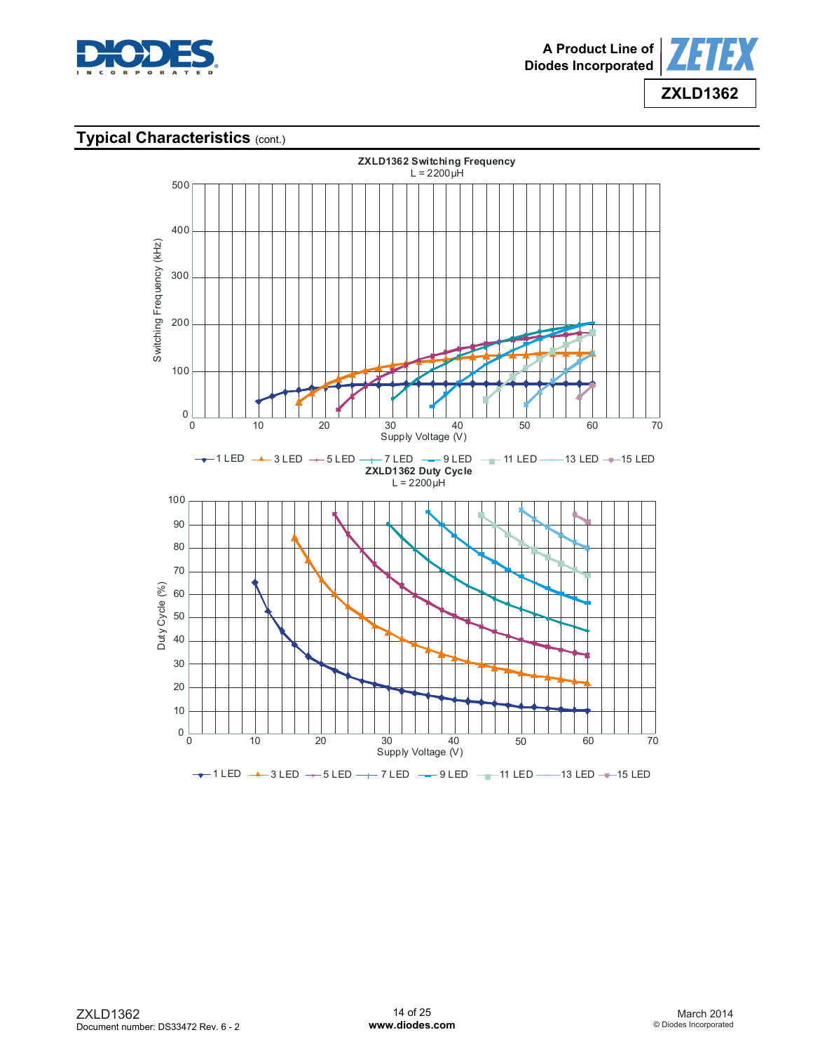## Typical Characteristics (cont.)

**ZXLD1362 Switching Frequency**
L = 2200µH

Switching Frequency (kHz)

Supply Voltage (V)

1 LED, 3 LED, 5 LED, 7 LED, 9 LED, 11 LED, 13 LED, 15 LED

**ZXLD1362 Duty Cycle**
L = 2200µH

Duty Cycle (%)

Supply Voltage (V)

1 LED, 3 LED, 5 LED, 7 LED, 9 LED, 11 LED, 13 LED, 15 LED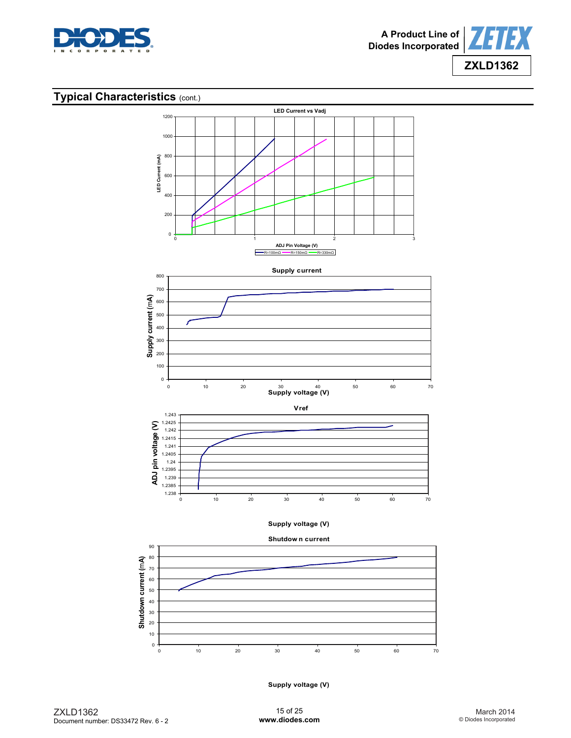## Typical Characteristics (cont.)

**LED Current vs Vadj**

LED Current (mA)

ADJ Pin Voltage (V)

R=100mΩ R=150mΩ R=330mΩ

**Supply current**

Supply current (mA)

Supply voltage (V)

**Vref**

ADJ pin voltage (V)

Supply voltage (V)

**Shutdown current**

Shutdown current (mA)

Supply voltage (V)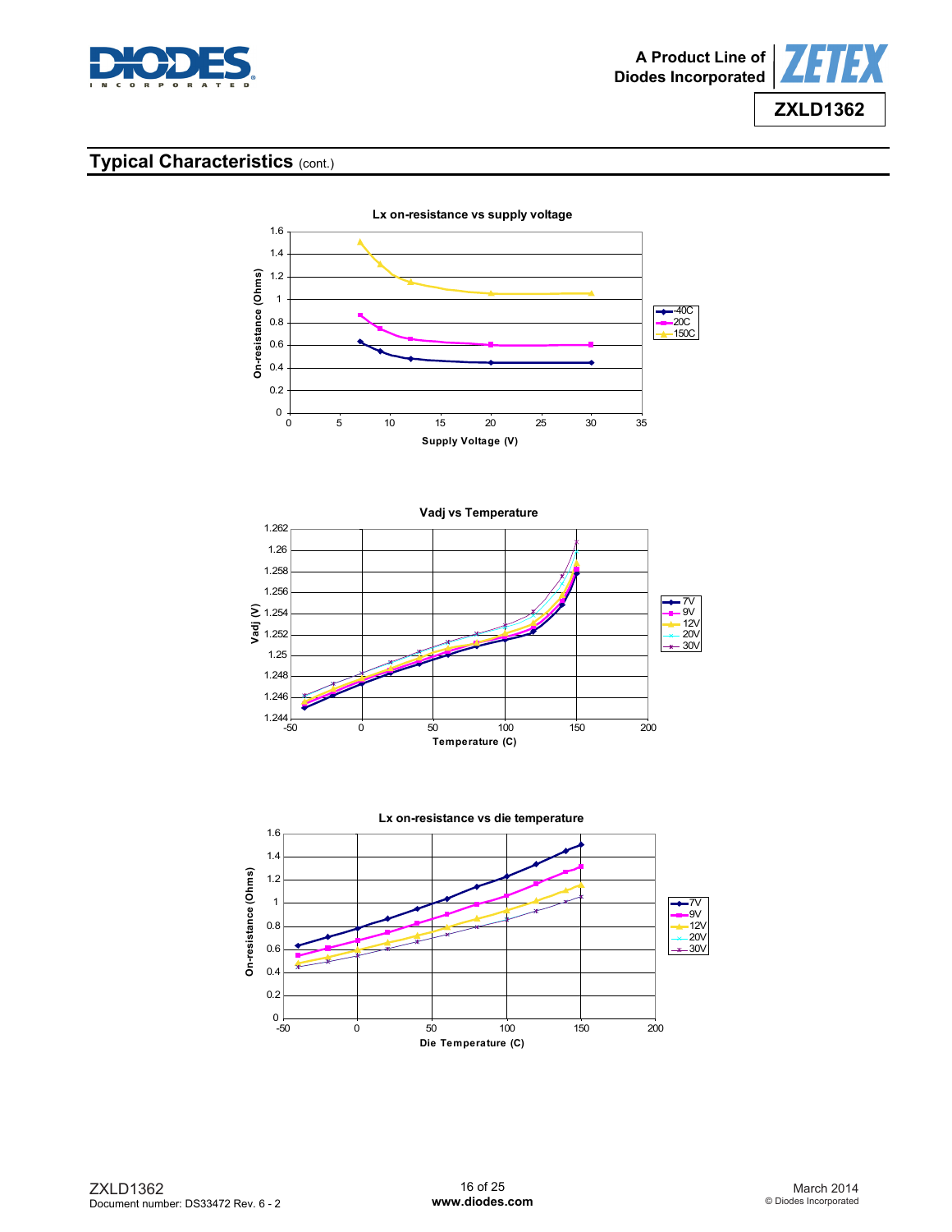## Typical Characteristics (cont.)

**Lx on-resistance vs supply voltage**

**Vadj vs Temperature**

**Lx on-resistance vs die temperature**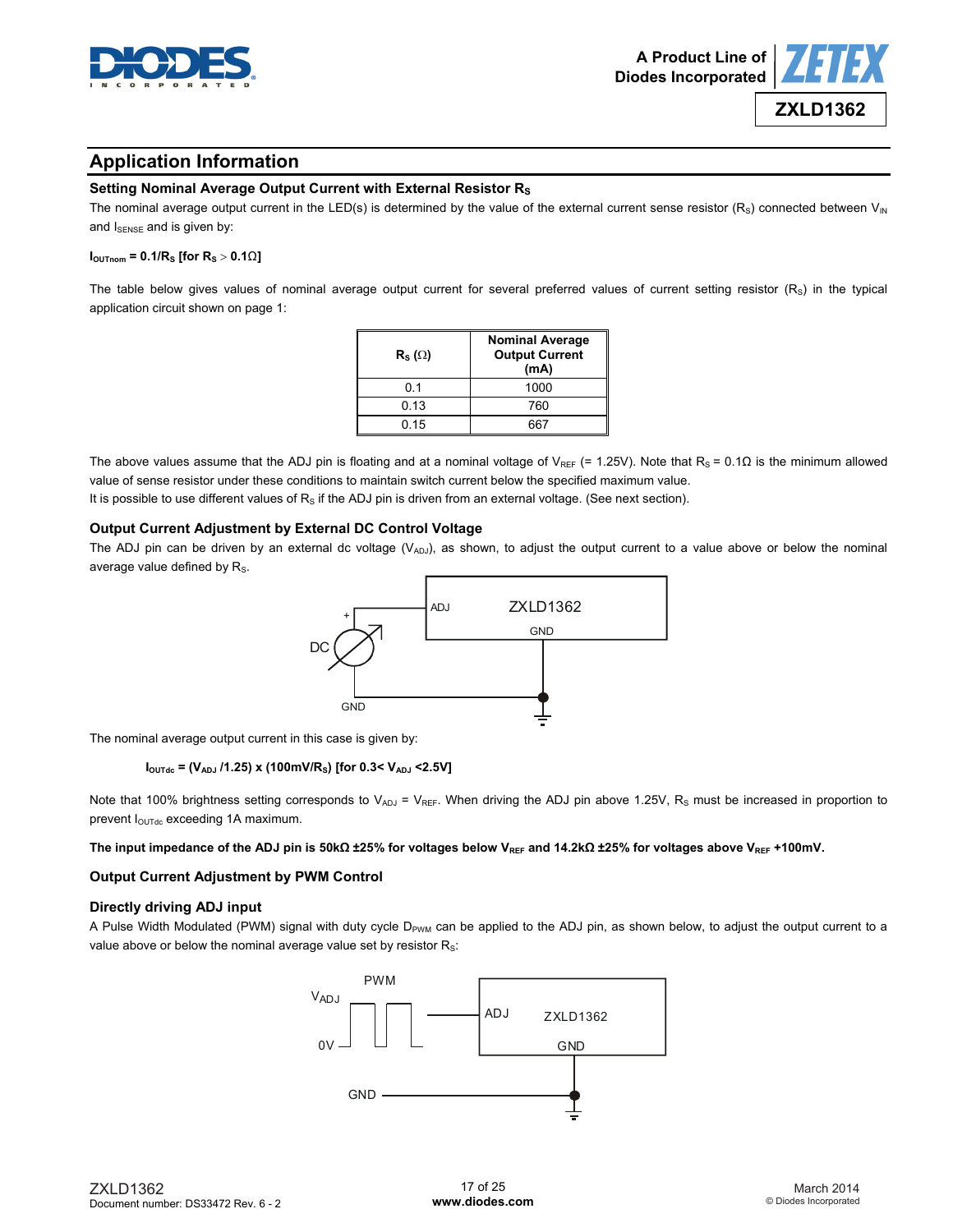## Application Information

### Setting Nominal Average Output Current with External Resistor $R_S$

The nominal average output current in the LED(s) is determined by the value of the external current sense resistor ($R_S$) connected between $V_{IN}$ and $I_{SENSE}$ and is given by:

**$I_{OUTnom} = 0.1/R_S$ [for $R_S > 0.1\Omega$]**

The table below gives values of nominal average output current for several preferred values of current setting resistor ($R_S$) in the typical application circuit shown on page 1:

| $R_S$ (Ω) | Nominal Average Output Current (mA) |
|---|---|
| 0.1 | 1000 |
| 0.13 | 760 |
| 0.15 | 667 |

The above values assume that the ADJ pin is floating and at a nominal voltage of $V_{REF}$ (= 1.25V). Note that $R_S$ = 0.1Ω is the minimum allowed value of sense resistor under these conditions to maintain switch current below the specified maximum value.
It is possible to use different values of $R_S$ if the ADJ pin is driven from an external voltage. (See next section).

### Output Current Adjustment by External DC Control Voltage

The ADJ pin can be driven by an external dc voltage ($V_{ADJ}$), as shown, to adjust the output current to a value above or below the nominal average value defined by $R_S$.

The nominal average output current in this case is given by:

**$I_{OUTdc} = (V_{ADJ} /1.25) \times (100mV/R_S)$ [for $0.3 < V_{ADJ} < 2.5V$]**

Note that 100% brightness setting corresponds to $V_{ADJ} = V_{REF}$. When driving the ADJ pin above 1.25V, $R_S$ must be increased in proportion to prevent $I_{OUTdc}$ exceeding 1A maximum.

**The input impedance of the ADJ pin is 50kΩ ±25% for voltages below $V_{REF}$ and 14.2kΩ ±25% for voltages above $V_{REF}$ +100mV.**

### Output Current Adjustment by PWM Control

### Directly driving ADJ input

A Pulse Width Modulated (PWM) signal with duty cycle $D_{PWM}$ can be applied to the ADJ pin, as shown below, to adjust the output current to a value above or below the nominal average value set by resistor $R_S$: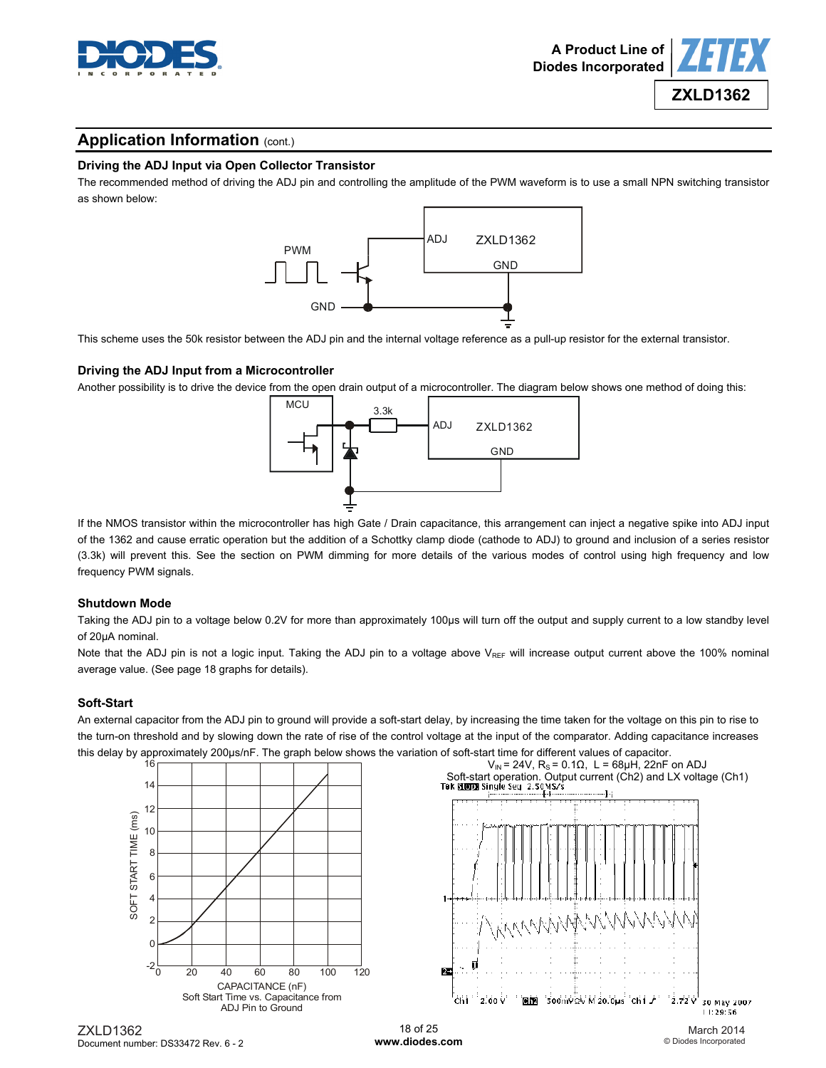## Application Information (cont.)

### Driving the ADJ Input via Open Collector Transistor

The recommended method of driving the ADJ pin and controlling the amplitude of the PWM waveform is to use a small NPN switching transistor as shown below:

This scheme uses the 50k resistor between the ADJ pin and the internal voltage reference as a pull-up resistor for the external transistor.

### Driving the ADJ Input from a Microcontroller

Another possibility is to drive the device from the open drain output of a microcontroller. The diagram below shows one method of doing this:

If the NMOS transistor within the microcontroller has high Gate / Drain capacitance, this arrangement can inject a negative spike into ADJ input of the 1362 and cause erratic operation but the addition of a Schottky clamp diode (cathode to ADJ) to ground and inclusion of a series resistor (3.3k) will prevent this. See the section on PWM dimming for more details of the various modes of control using high frequency and low frequency PWM signals.

### Shutdown Mode

Taking the ADJ pin to a voltage below 0.2V for more than approximately 100µs will turn off the output and supply current to a low standby level of 20µA nominal.

Note that the ADJ pin is not a logic input. Taking the ADJ pin to a voltage above $V_{REF}$ will increase output current above the 100% nominal average value. (See page 18 graphs for details).

### Soft-Start

An external capacitor from the ADJ pin to ground will provide a soft-start delay, by increasing the time taken for the voltage on this pin to rise to the turn-on threshold and by slowing down the rate of rise of the control voltage at the input of the comparator. Adding capacitance increases this delay by approximately 200µs/nF. The graph below shows the variation of soft-start time for different values of capacitor.

Soft Start Time vs. Capacitance from ADJ Pin to Ground

$V_{IN}$ = 24V, $R_S$ = 0.1Ω, L = 68µH, 22nF on ADJ
Soft-start operation. Output current (Ch2) and LX voltage (Ch1)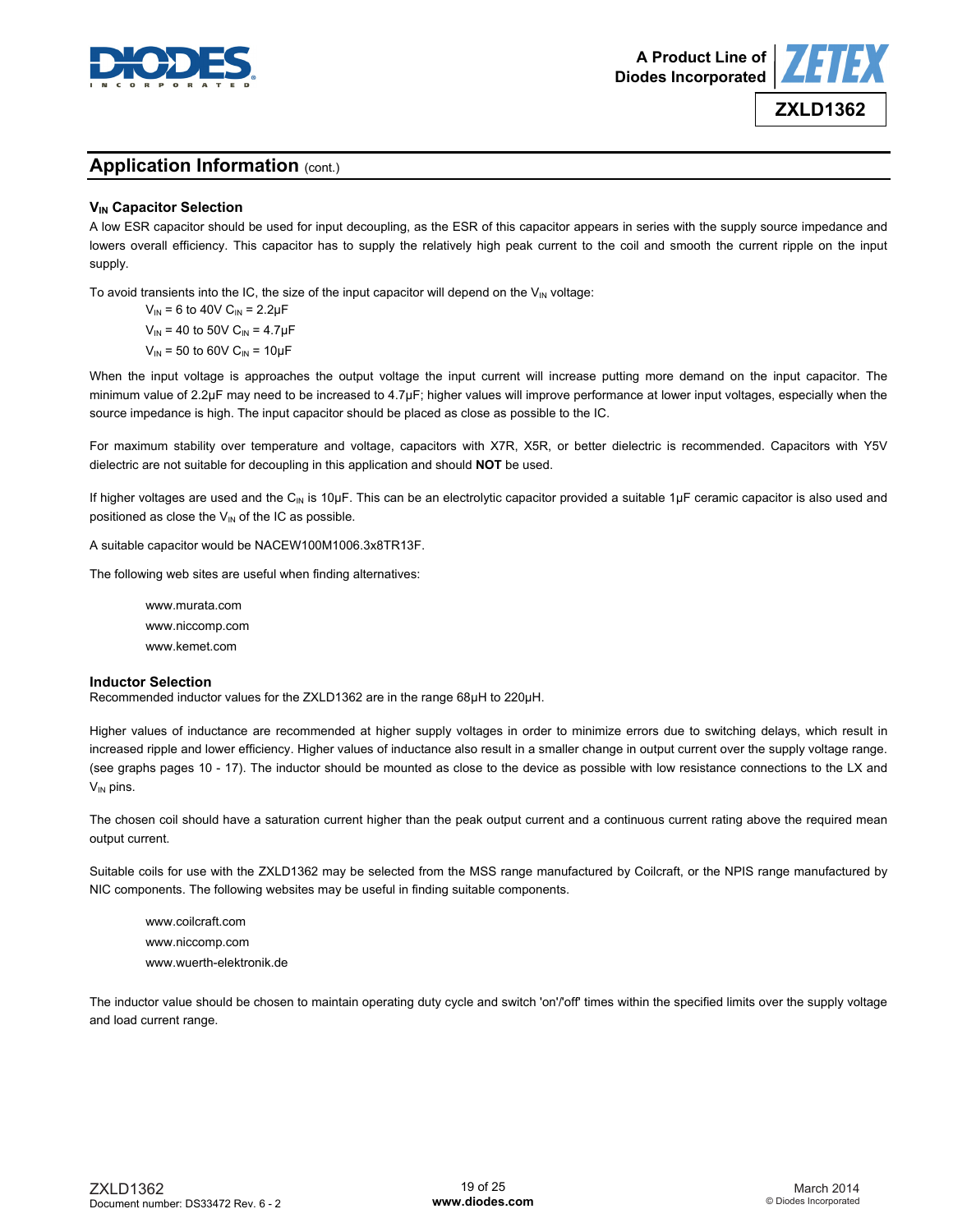## Application Information (cont.)

### $V_{IN}$ Capacitor Selection

A low ESR capacitor should be used for input decoupling, as the ESR of this capacitor appears in series with the supply source impedance and lowers overall efficiency. This capacitor has to supply the relatively high peak current to the coil and smooth the current ripple on the input supply.

To avoid transients into the IC, the size of the input capacitor will depend on the $V_{IN}$ voltage:

$V_{IN}$ = 6 to 40V $C_{IN}$ = 2.2μF

$V_{IN}$ = 40 to 50V $C_{IN}$ = 4.7μF

$V_{IN}$ = 50 to 60V $C_{IN}$ = 10μF

When the input voltage is approaches the output voltage the input current will increase putting more demand on the input capacitor. The minimum value of 2.2μF may need to be increased to 4.7μF; higher values will improve performance at lower input voltages, especially when the source impedance is high. The input capacitor should be placed as close as possible to the IC.

For maximum stability over temperature and voltage, capacitors with X7R, X5R, or better dielectric is recommended. Capacitors with Y5V dielectric are not suitable for decoupling in this application and should **NOT** be used.

If higher voltages are used and the $C_{IN}$ is 10μF. This can be an electrolytic capacitor provided a suitable 1μF ceramic capacitor is also used and positioned as close the $V_{IN}$ of the IC as possible.

A suitable capacitor would be NACEW100M1006.3x8TR13F.

The following web sites are useful when finding alternatives:

www.murata.com
www.niccomp.com
www.kemet.com

### Inductor Selection

Recommended inductor values for the ZXLD1362 are in the range 68μH to 220μH.

Higher values of inductance are recommended at higher supply voltages in order to minimize errors due to switching delays, which result in increased ripple and lower efficiency. Higher values of inductance also result in a smaller change in output current over the supply voltage range. (see graphs pages 10 - 17). The inductor should be mounted as close to the device as possible with low resistance connections to the LX and $V_{IN}$ pins.

The chosen coil should have a saturation current higher than the peak output current and a continuous current rating above the required mean output current.

Suitable coils for use with the ZXLD1362 may be selected from the MSS range manufactured by Coilcraft, or the NPIS range manufactured by NIC components. The following websites may be useful in finding suitable components.

www.coilcraft.com
www.niccomp.com
www.wuerth-elektronik.de

The inductor value should be chosen to maintain operating duty cycle and switch 'on'/'off' times within the specified limits over the supply voltage and load current range.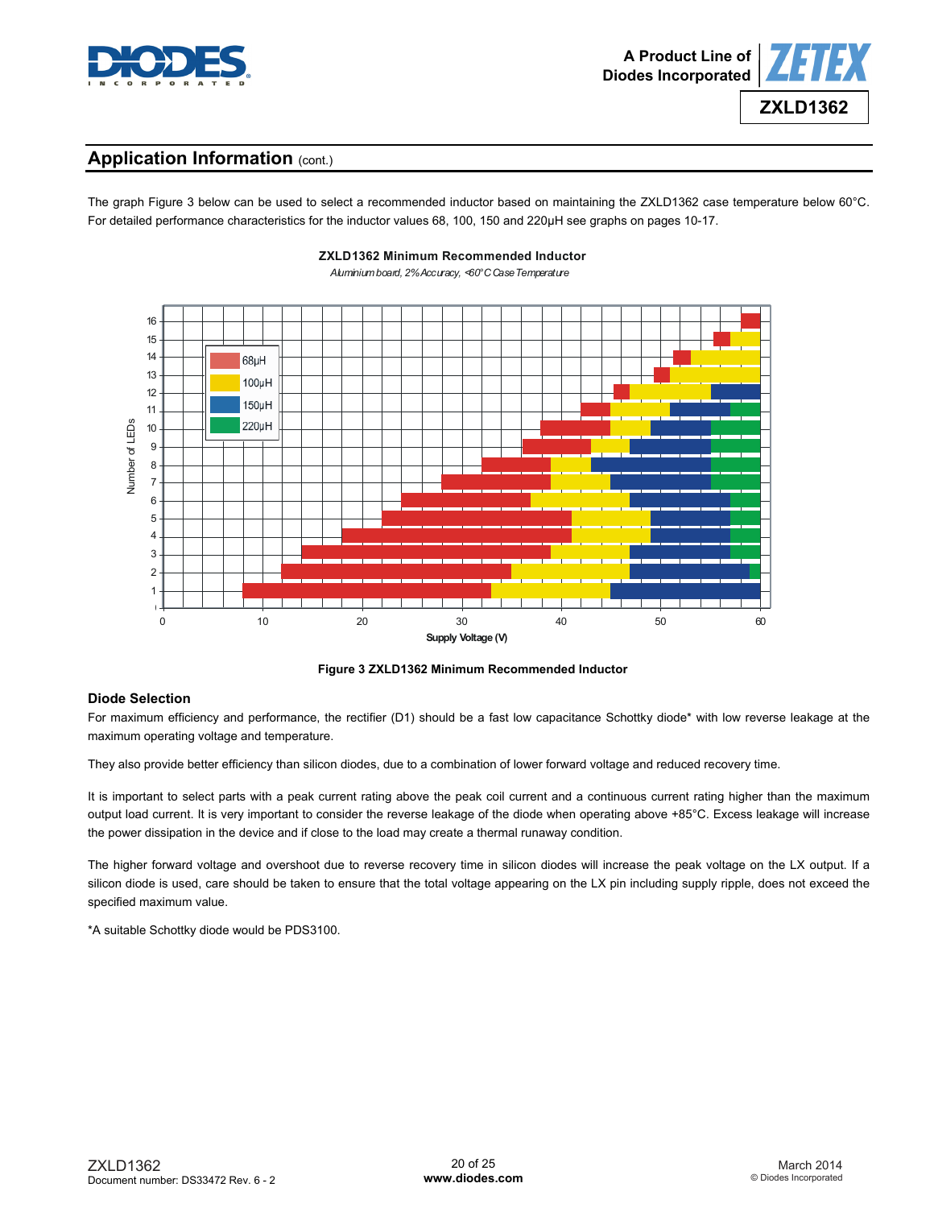## Application Information (cont.)

The graph Figure 3 below can be used to select a recommended inductor based on maintaining the ZXLD1362 case temperature below 60°C. For detailed performance characteristics for the inductor values 68, 100, 150 and 220µH see graphs on pages 10-17.

**ZXLD1362 Minimum Recommended Inductor**

*Aluminium board, 2% Accuracy, <60°C Case Temperature*

**Figure 3 ZXLD1362 Minimum Recommended Inductor**

### Diode Selection

For maximum efficiency and performance, the rectifier (D1) should be a fast low capacitance Schottky diode* with low reverse leakage at the maximum operating voltage and temperature.

They also provide better efficiency than silicon diodes, due to a combination of lower forward voltage and reduced recovery time.

It is important to select parts with a peak current rating above the peak coil current and a continuous current rating higher than the maximum output load current. It is very important to consider the reverse leakage of the diode when operating above +85°C. Excess leakage will increase the power dissipation in the device and if close to the load may create a thermal runaway condition.

The higher forward voltage and overshoot due to reverse recovery time in silicon diodes will increase the peak voltage on the LX output. If a silicon diode is used, care should be taken to ensure that the total voltage appearing on the LX pin including supply ripple, does not exceed the specified maximum value.

*A suitable Schottky diode would be PDS3100.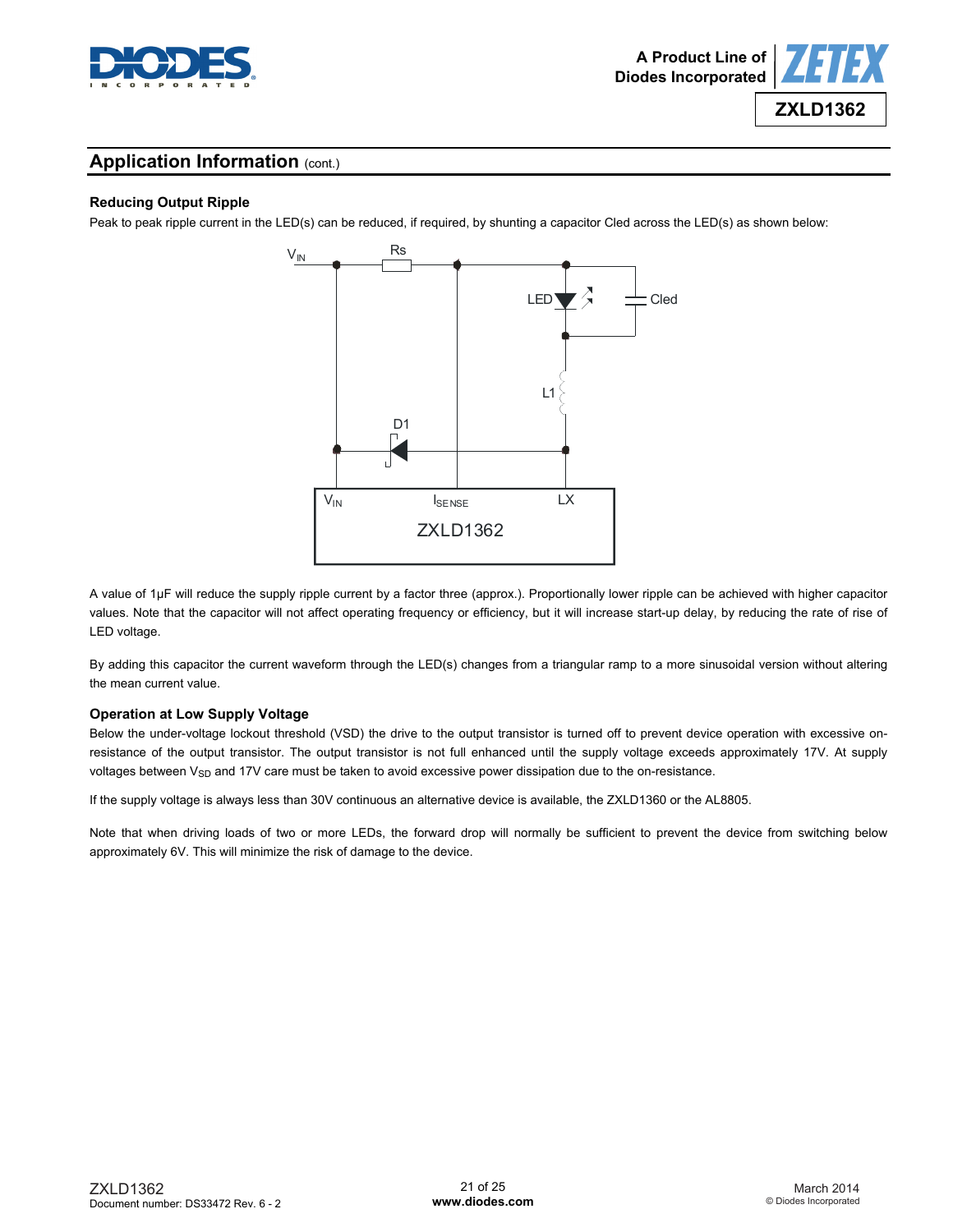## Application Information (cont.)

### Reducing Output Ripple

Peak to peak ripple current in the LED(s) can be reduced, if required, by shunting a capacitor Cled across the LED(s) as shown below:

A value of 1μF will reduce the supply ripple current by a factor three (approx.). Proportionally lower ripple can be achieved with higher capacitor values. Note that the capacitor will not affect operating frequency or efficiency, but it will increase start-up delay, by reducing the rate of rise of LED voltage.

By adding this capacitor the current waveform through the LED(s) changes from a triangular ramp to a more sinusoidal version without altering the mean current value.

### Operation at Low Supply Voltage

Below the under-voltage lockout threshold (VSD) the drive to the output transistor is turned off to prevent device operation with excessive on-resistance of the output transistor. The output transistor is not full enhanced until the supply voltage exceeds approximately 17V. At supply voltages between $V_{SD}$ and 17V care must be taken to avoid excessive power dissipation due to the on-resistance.

If the supply voltage is always less than 30V continuous an alternative device is available, the ZXLD1360 or the AL8805.

Note that when driving loads of two or more LEDs, the forward drop will normally be sufficient to prevent the device from switching below approximately 6V. This will minimize the risk of damage to the device.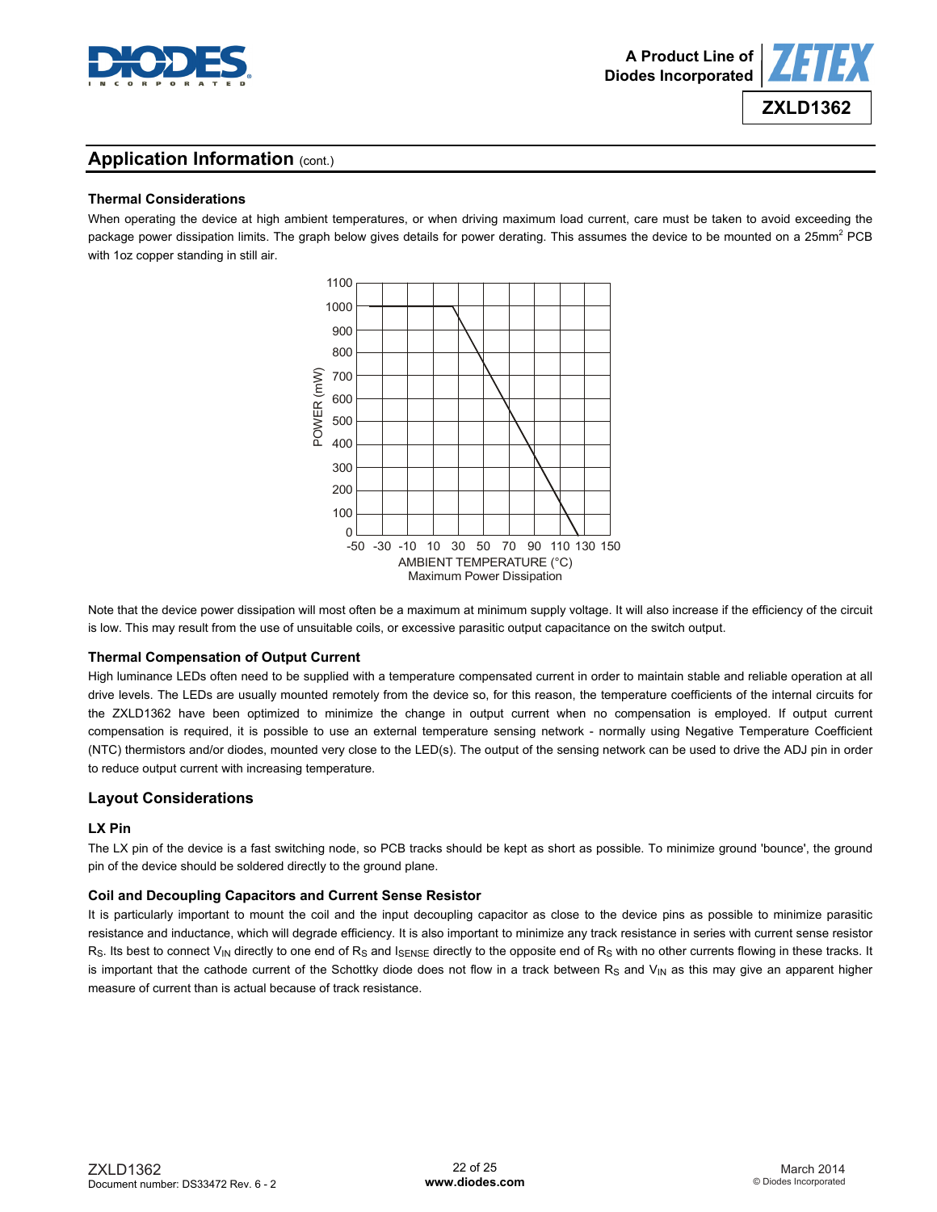## Application Information (cont.)

### Thermal Considerations

When operating the device at high ambient temperatures, or when driving maximum load current, care must be taken to avoid exceeding the package power dissipation limits. The graph below gives details for power derating. This assumes the device to be mounted on a 25mm$^2$ PCB with 1oz copper standing in still air.

Maximum Power Dissipation

Note that the device power dissipation will most often be a maximum at minimum supply voltage. It will also increase if the efficiency of the circuit is low. This may result from the use of unsuitable coils, or excessive parasitic output capacitance on the switch output.

### Thermal Compensation of Output Current

High luminance LEDs often need to be supplied with a temperature compensated current in order to maintain stable and reliable operation at all drive levels. The LEDs are usually mounted remotely from the device so, for this reason, the temperature coefficients of the internal circuits for the ZXLD1362 have been optimized to minimize the change in output current when no compensation is employed. If output current compensation is required, it is possible to use an external temperature sensing network - normally using Negative Temperature Coefficient (NTC) thermistors and/or diodes, mounted very close to the LED(s). The output of the sensing network can be used to drive the ADJ pin in order to reduce output current with increasing temperature.

## Layout Considerations

### LX Pin

The LX pin of the device is a fast switching node, so PCB tracks should be kept as short as possible. To minimize ground 'bounce', the ground pin of the device should be soldered directly to the ground plane.

### Coil and Decoupling Capacitors and Current Sense Resistor

It is particularly important to mount the coil and the input decoupling capacitor as close to the device pins as possible to minimize parasitic resistance and inductance, which will degrade efficiency. It is also important to minimize any track resistance in series with current sense resistor $R_S$. Its best to connect $V_{IN}$ directly to one end of $R_S$ and $I_{SENSE}$ directly to the opposite end of $R_S$ with no other currents flowing in these tracks. It is important that the cathode current of the Schottky diode does not flow in a track between $R_S$ and $V_{IN}$ as this may give an apparent higher measure of current than is actual because of track resistance.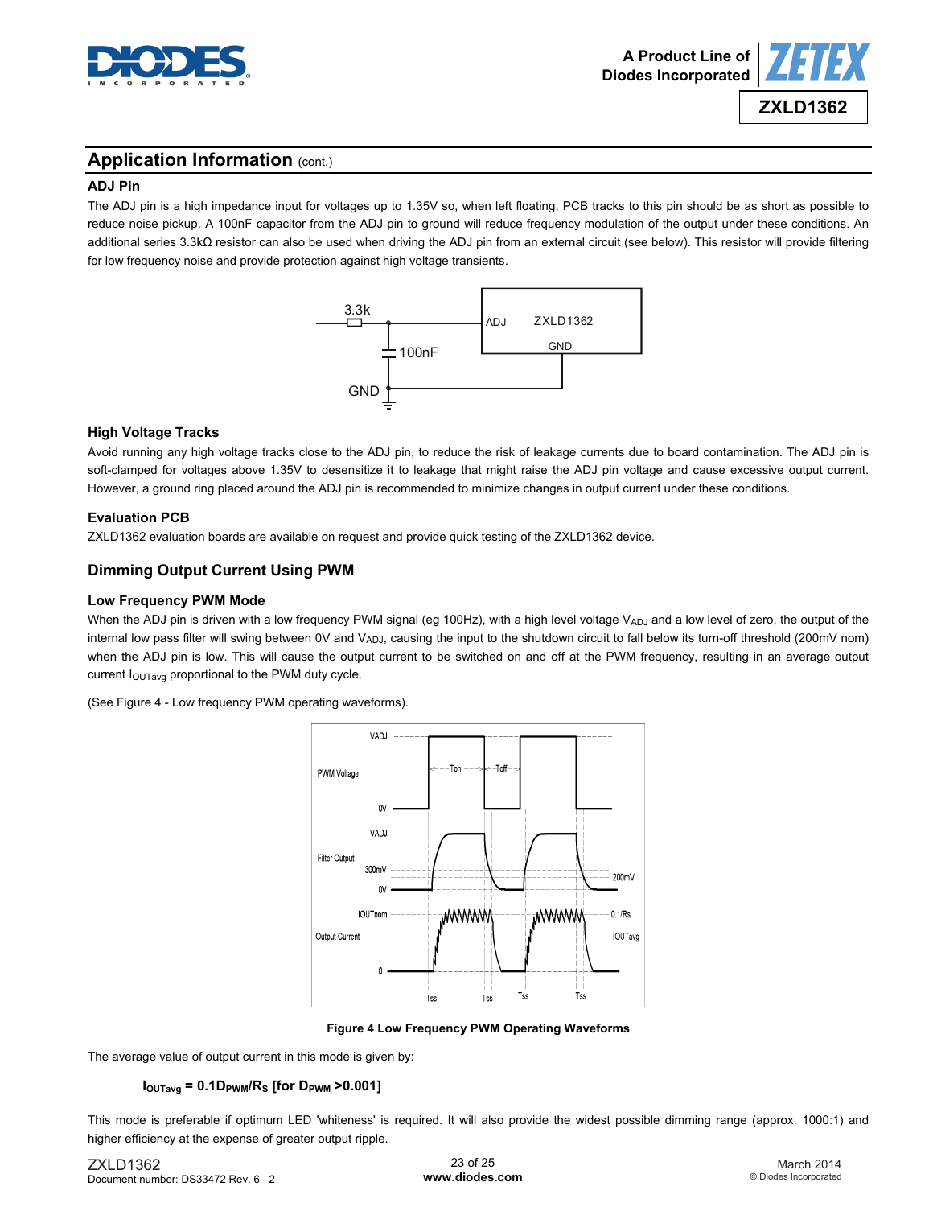## Application Information (cont.)

### ADJ Pin

The ADJ pin is a high impedance input for voltages up to 1.35V so, when left floating, PCB tracks to this pin should be as short as possible to reduce noise pickup. A 100nF capacitor from the ADJ pin to ground will reduce frequency modulation of the output under these conditions. An additional series 3.3kΩ resistor can also be used when driving the ADJ pin from an external circuit (see below). This resistor will provide filtering for low frequency noise and provide protection against high voltage transients.

### High Voltage Tracks

Avoid running any high voltage tracks close to the ADJ pin, to reduce the risk of leakage currents due to board contamination. The ADJ pin is soft-clamped for voltages above 1.35V to desensitize it to leakage that might raise the ADJ pin voltage and cause excessive output current. However, a ground ring placed around the ADJ pin is recommended to minimize changes in output current under these conditions.

### Evaluation PCB

ZXLD1362 evaluation boards are available on request and provide quick testing of the ZXLD1362 device.

## Dimming Output Current Using PWM

### Low Frequency PWM Mode

When the ADJ pin is driven with a low frequency PWM signal (eg 100Hz), with a high level voltage $V_{ADJ}$ and a low level of zero, the output of the internal low pass filter will swing between 0V and $V_{ADJ}$, causing the input to the shutdown circuit to fall below its turn-off threshold (200mV nom) when the ADJ pin is low. This will cause the output current to be switched on and off at the PWM frequency, resulting in an average output current $I_{OUTavg}$ proportional to the PWM duty cycle.

(See Figure 4 - Low frequency PWM operating waveforms).

**Figure 4 Low Frequency PWM Operating Waveforms**

The average value of output current in this mode is given by:

$$I_{OUTavg} = 0.1D_{PWM}/R_S \text{ [for } D_{PWM} > 0.001\text{]}$$

This mode is preferable if optimum LED 'whiteness' is required. It will also provide the widest possible dimming range (approx. 1000:1) and higher efficiency at the expense of greater output ripple.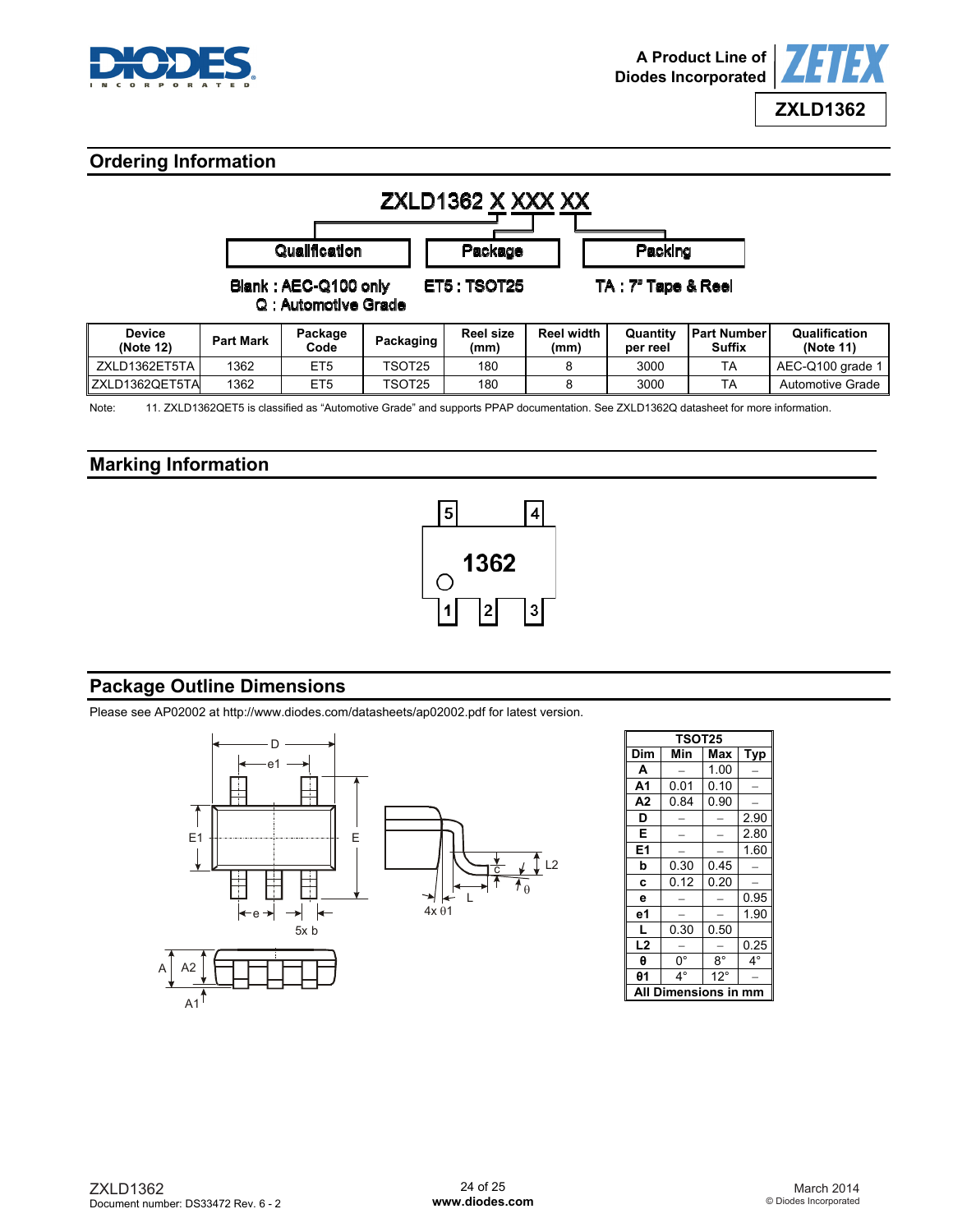## Ordering Information

ZXLD1362 X XXX XX

| Qualification | Package | Packing |
|---|---|---|
| Blank : AEC-Q100 only<br>Q : Automotive Grade | ET5 : TSOT25 | TA : 7" Tape & Reel |

| Device (Note 12) | Part Mark | Package Code | Packaging | Reel size (mm) | Reel width (mm) | Quantity per reel | Part Number Suffix | Qualification (Note 11) |
|---|---|---|---|---|---|---|---|---|
| ZXLD1362ET5TA | 1362 | ET5 | TSOT25 | 180 | 8 | 3000 | TA | AEC-Q100 grade 1 |
| ZXLD1362QET5TA | 1362 | ET5 | TSOT25 | 180 | 8 | 3000 | TA | Automotive Grade |

Note: 11. ZXLD1362QET5 is classified as "Automotive Grade" and supports PPAP documentation. See ZXLD1362Q datasheet for more information.

## Marking Information

1362

## Package Outline Dimensions

Please see AP02002 at http://www.diodes.com/datasheets/ap02002.pdf for latest version.

| TSOT25 | | | |
|---|---|---|---|
| **Dim** | **Min** | **Max** | **Typ** |
| **A** | – | 1.00 | – |
| **A1** | 0.01 | 0.10 | – |
| **A2** | 0.84 | 0.90 | – |
| **D** | – | – | 2.90 |
| **E** | – | – | 2.80 |
| **E1** | – | – | 1.60 |
| **b** | 0.30 | 0.45 | – |
| **c** | 0.12 | 0.20 | – |
| **e** | – | – | 0.95 |
| **e1** | – | – | 1.90 |
| **L** | 0.30 | 0.50 | |
| **L2** | – | – | 0.25 |
| **θ** | 0° | 8° | 4° |
| **θ1** | 4° | 12° | – |
| **All Dimensions in mm** | | | |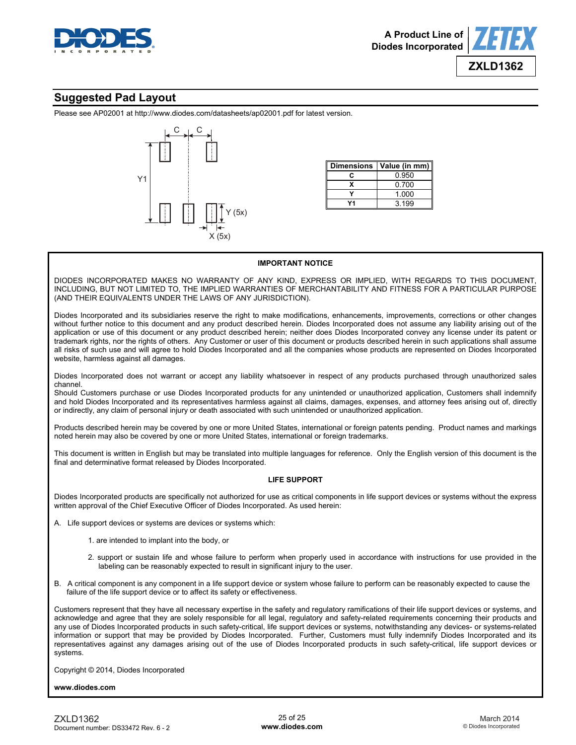## Suggested Pad Layout

Please see AP02001 at http://www.diodes.com/datasheets/ap02001.pdf for latest version.

C
C
Y1
Y (5x)
X (5x)

| Dimensions | Value (in mm) |
|---|---|
| C | 0.950 |
| X | 0.700 |
| Y | 1.000 |
| Y1 | 3.199 |

**IMPORTANT NOTICE**

DIODES INCORPORATED MAKES NO WARRANTY OF ANY KIND, EXPRESS OR IMPLIED, WITH REGARDS TO THIS DOCUMENT, INCLUDING, BUT NOT LIMITED TO, THE IMPLIED WARRANTIES OF MERCHANTABILITY AND FITNESS FOR A PARTICULAR PURPOSE (AND THEIR EQUIVALENTS UNDER THE LAWS OF ANY JURISDICTION).

Diodes Incorporated and its subsidiaries reserve the right to make modifications, enhancements, improvements, corrections or other changes without further notice to this document and any product described herein. Diodes Incorporated does not assume any liability arising out of the application or use of this document or any product described herein; neither does Diodes Incorporated convey any license under its patent or trademark rights, nor the rights of others. Any Customer or user of this document or products described herein in such applications shall assume all risks of such use and will agree to hold Diodes Incorporated and all the companies whose products are represented on Diodes Incorporated website, harmless against all damages.

Diodes Incorporated does not warrant or accept any liability whatsoever in respect of any products purchased through unauthorized sales channel.
Should Customers purchase or use Diodes Incorporated products for any unintended or unauthorized application, Customers shall indemnify and hold Diodes Incorporated and its representatives harmless against all claims, damages, expenses, and attorney fees arising out of, directly or indirectly, any claim of personal injury or death associated with such unintended or unauthorized application.

Products described herein may be covered by one or more United States, international or foreign patents pending. Product names and markings noted herein may also be covered by one or more United States, international or foreign trademarks.

This document is written in English but may be translated into multiple languages for reference. Only the English version of this document is the final and determinative format released by Diodes Incorporated.

**LIFE SUPPORT**

Diodes Incorporated products are specifically not authorized for use as critical components in life support devices or systems without the express written approval of the Chief Executive Officer of Diodes Incorporated. As used herein:

A. Life support devices or systems are devices or systems which:

1. are intended to implant into the body, or

2. support or sustain life and whose failure to perform when properly used in accordance with instructions for use provided in the labeling can be reasonably expected to result in significant injury to the user.

B. A critical component is any component in a life support device or system whose failure to perform can be reasonably expected to cause the failure of the life support device or to affect its safety or effectiveness.

Customers represent that they have all necessary expertise in the safety and regulatory ramifications of their life support devices or systems, and acknowledge and agree that they are solely responsible for all legal, regulatory and safety-related requirements concerning their products and any use of Diodes Incorporated products in such safety-critical, life support devices or systems, notwithstanding any devices- or systems-related information or support that may be provided by Diodes Incorporated. Further, Customers must fully indemnify Diodes Incorporated and its representatives against any damages arising out of the use of Diodes Incorporated products in such safety-critical, life support devices or systems.

Copyright © 2014, Diodes Incorporated

**www.diodes.com**